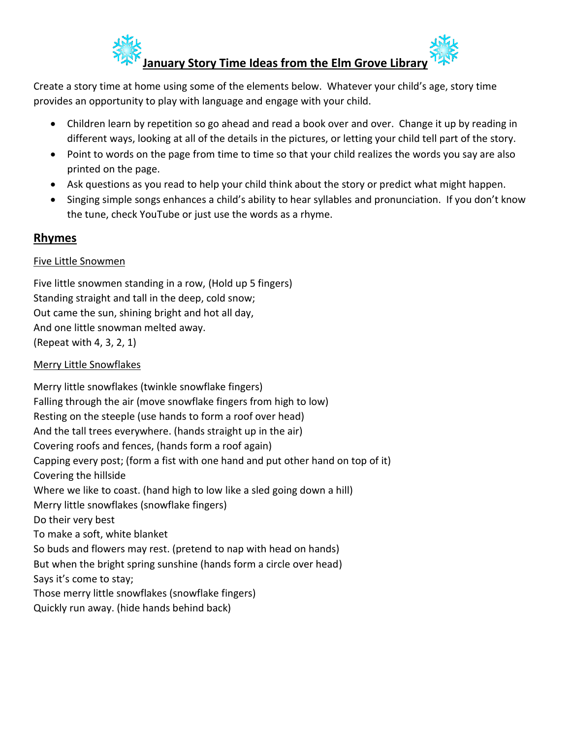# January Story Time Ideas from the Elm Grove Library

Create a story time at home using some of the elements below. Whatever your child's age, story time provides an opportunity to play with language and engage with your child.

- Children learn by repetition so go ahead and read a book over and over. Change it up by reading in different ways, looking at all of the details in the pictures, or letting your child tell part of the story.
- Point to words on the page from time to time so that your child realizes the words you say are also printed on the page.
- Ask questions as you read to help your child think about the story or predict what might happen.
- Singing simple songs enhances a child's ability to hear syllables and pronunciation. If you don't know the tune, check YouTube or just use the words as a rhyme.

## Rhymes

### Five Little Snowmen

Five little snowmen standing in a row, (Hold up 5 fingers)
Standing straight and tall in the deep, cold snow;
Out came the sun, shining bright and hot all day,
And one little snowman melted away.
(Repeat with 4, 3, 2, 1)

### Merry Little Snowflakes

Merry little snowflakes (twinkle snowflake fingers)
Falling through the air (move snowflake fingers from high to low)
Resting on the steeple (use hands to form a roof over head)
And the tall trees everywhere. (hands straight up in the air)
Covering roofs and fences, (hands form a roof again)
Capping every post; (form a fist with one hand and put other hand on top of it)
Covering the hillside
Where we like to coast. (hand high to low like a sled going down a hill)
Merry little snowflakes (snowflake fingers)
Do their very best
To make a soft, white blanket
So buds and flowers may rest. (pretend to nap with head on hands)
But when the bright spring sunshine (hands form a circle over head)
Says it's come to stay;
Those merry little snowflakes (snowflake fingers)
Quickly run away. (hide hands behind back)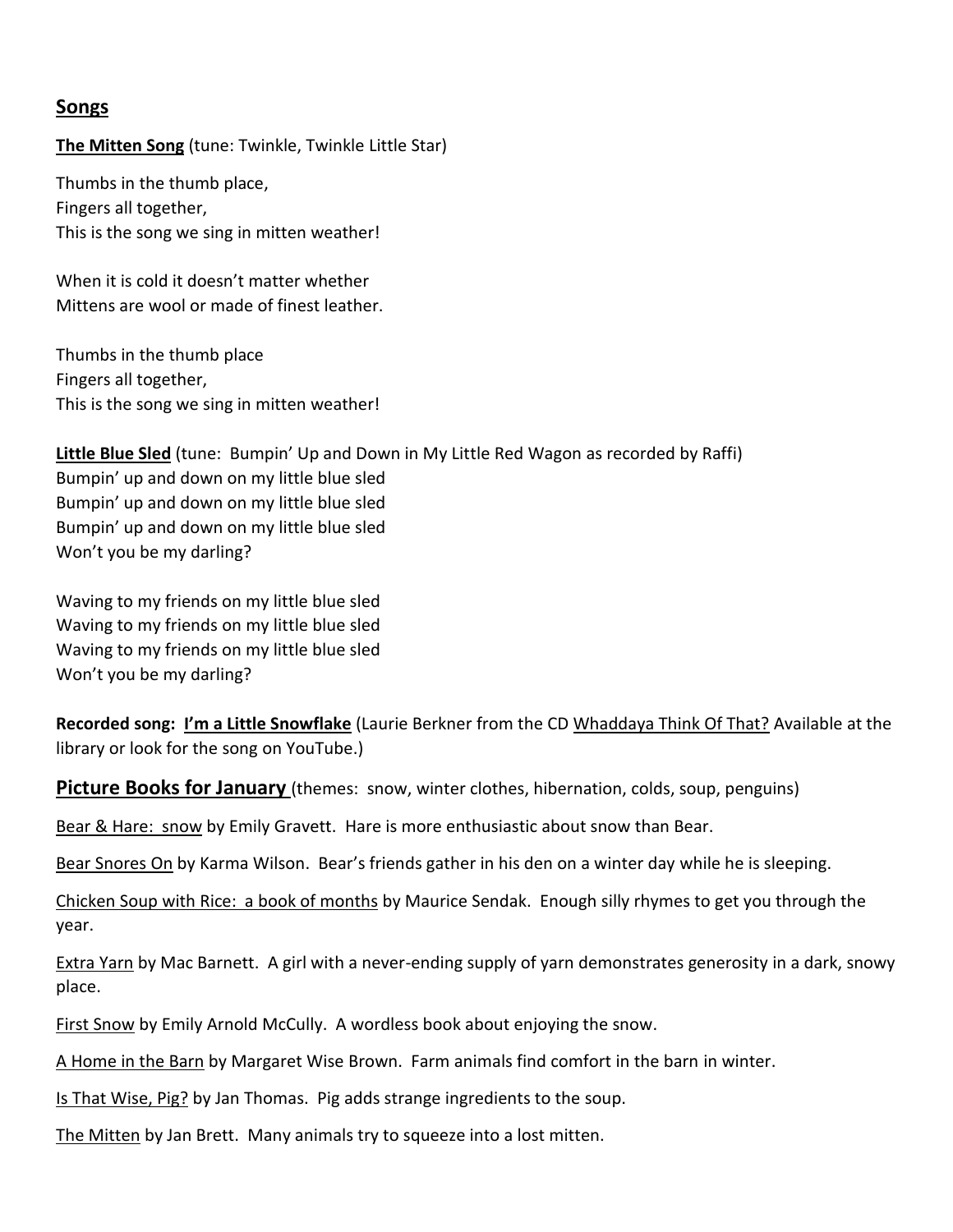## Songs

**The Mitten Song** (tune: Twinkle, Twinkle Little Star)

Thumbs in the thumb place,
Fingers all together,
This is the song we sing in mitten weather!

When it is cold it doesn't matter whether
Mittens are wool or made of finest leather.

Thumbs in the thumb place
Fingers all together,
This is the song we sing in mitten weather!

**Little Blue Sled** (tune: Bumpin' Up and Down in My Little Red Wagon as recorded by Raffi)
Bumpin' up and down on my little blue sled
Bumpin' up and down on my little blue sled
Bumpin' up and down on my little blue sled
Won't you be my darling?

Waving to my friends on my little blue sled
Waving to my friends on my little blue sled
Waving to my friends on my little blue sled
Won't you be my darling?

**Recorded song: I'm a Little Snowflake** (Laurie Berkner from the CD Whaddaya Think Of That? Available at the library or look for the song on YouTube.)

## Picture Books for January (themes: snow, winter clothes, hibernation, colds, soup, penguins)

Bear & Hare: snow by Emily Gravett. Hare is more enthusiastic about snow than Bear.

Bear Snores On by Karma Wilson. Bear's friends gather in his den on a winter day while he is sleeping.

Chicken Soup with Rice: a book of months by Maurice Sendak. Enough silly rhymes to get you through the year.

Extra Yarn by Mac Barnett. A girl with a never-ending supply of yarn demonstrates generosity in a dark, snowy place.

First Snow by Emily Arnold McCully. A wordless book about enjoying the snow.

A Home in the Barn by Margaret Wise Brown. Farm animals find comfort in the barn in winter.

Is That Wise, Pig? by Jan Thomas. Pig adds strange ingredients to the soup.

The Mitten by Jan Brett. Many animals try to squeeze into a lost mitten.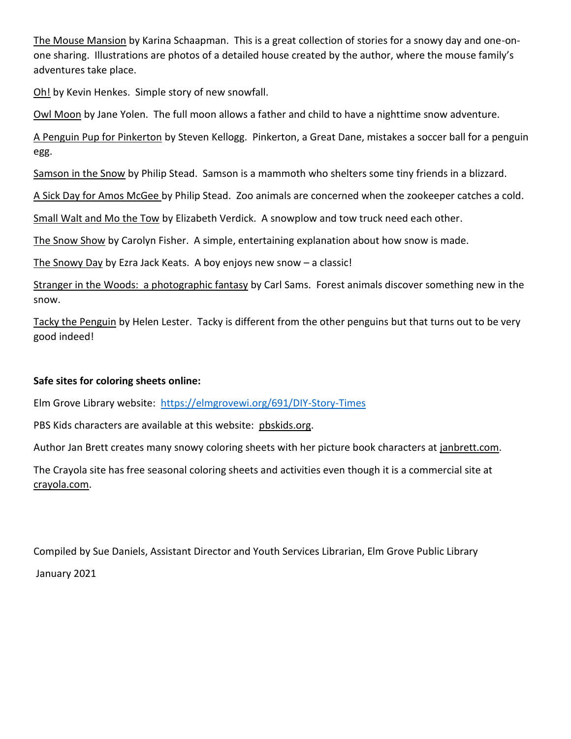The Mouse Mansion by Karina Schaapman. This is a great collection of stories for a snowy day and one-on-one sharing. Illustrations are photos of a detailed house created by the author, where the mouse family's adventures take place.

Oh! by Kevin Henkes. Simple story of new snowfall.

Owl Moon by Jane Yolen. The full moon allows a father and child to have a nighttime snow adventure.

A Penguin Pup for Pinkerton by Steven Kellogg. Pinkerton, a Great Dane, mistakes a soccer ball for a penguin egg.

Samson in the Snow by Philip Stead. Samson is a mammoth who shelters some tiny friends in a blizzard.

A Sick Day for Amos McGee by Philip Stead. Zoo animals are concerned when the zookeeper catches a cold.

Small Walt and Mo the Tow by Elizabeth Verdick. A snowplow and tow truck need each other.

The Snow Show by Carolyn Fisher. A simple, entertaining explanation about how snow is made.

The Snowy Day by Ezra Jack Keats. A boy enjoys new snow – a classic!

Stranger in the Woods: a photographic fantasy by Carl Sams. Forest animals discover something new in the snow.

Tacky the Penguin by Helen Lester. Tacky is different from the other penguins but that turns out to be very good indeed!

**Safe sites for coloring sheets online:**

Elm Grove Library website: https://elmgrovewi.org/691/DIY-Story-Times

PBS Kids characters are available at this website: pbskids.org.

Author Jan Brett creates many snowy coloring sheets with her picture book characters at janbrett.com.

The Crayola site has free seasonal coloring sheets and activities even though it is a commercial site at crayola.com.

Compiled by Sue Daniels, Assistant Director and Youth Services Librarian, Elm Grove Public Library

January 2021